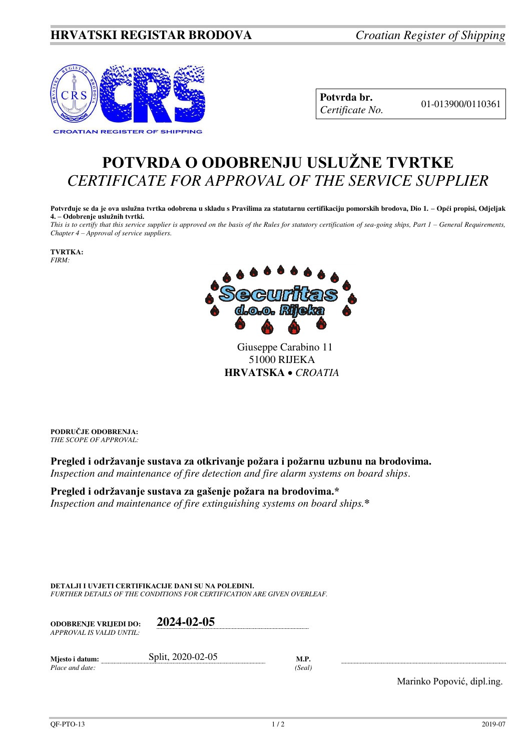**HRVATSKI REGISTAR BRODOVA** *Croatian Register of Shipping*

CROATIAN REGISTER OF SHIPPING

| **Potvrda br.** *Certificate No.* | 01-013900/0110361 |
|---|---|

# POTVRDA O ODOBRENJU USLUŽNE TVRTKE
# *CERTIFICATE FOR APPROVAL OF THE SERVICE SUPPLIER*

**Potvrđuje se da je ova uslužna tvrtka odobrena u skladu s Pravilima za statutarnu certifikaciju pomorskih brodova, Dio 1. – Opći propisi, Odjeljak 4. – Odobrenje uslužnih tvrtki.**
*This is to certify that this service supplier is approved on the basis of the Rules for statutory certification of sea-going ships, Part 1 – General Requirements, Chapter 4 – Approval of service suppliers.*

**TVRTKA:**
*FIRM:*

Securitas d.o.o. Rijeka

Giuseppe Carabino 11
51000 RIJEKA
**HRVATSKA** • *CROATIA*

**PODRUČJE ODOBRENJA:**
*THE SCOPE OF APPROVAL:*

**Pregled i održavanje sustava za otkrivanje požara i požarnu uzbunu na brodovima.**
*Inspection and maintenance of fire detection and fire alarm systems on board ships.*

**Pregled i održavanje sustava za gašenje požara na brodovima.***
*Inspection and maintenance of fire extinguishing systems on board ships.**

**DETALJI I UVJETI CERTIFIKACIJE DANI SU NA POLEĐINI.**
*FURTHER DETAILS OF THE CONDITIONS FOR CERTIFICATION ARE GIVEN OVERLEAF.*

**ODOBRENJE VRIJEDI DO:** *APPROVAL IS VALID UNTIL:* **2024-02-05**

**Mjesto i datum:** *Place and date:* Split, 2020-02-05

**M.P.**
*(Seal)*

Marinko Popović, dipl.ing.

QF-PTO-13 2019-07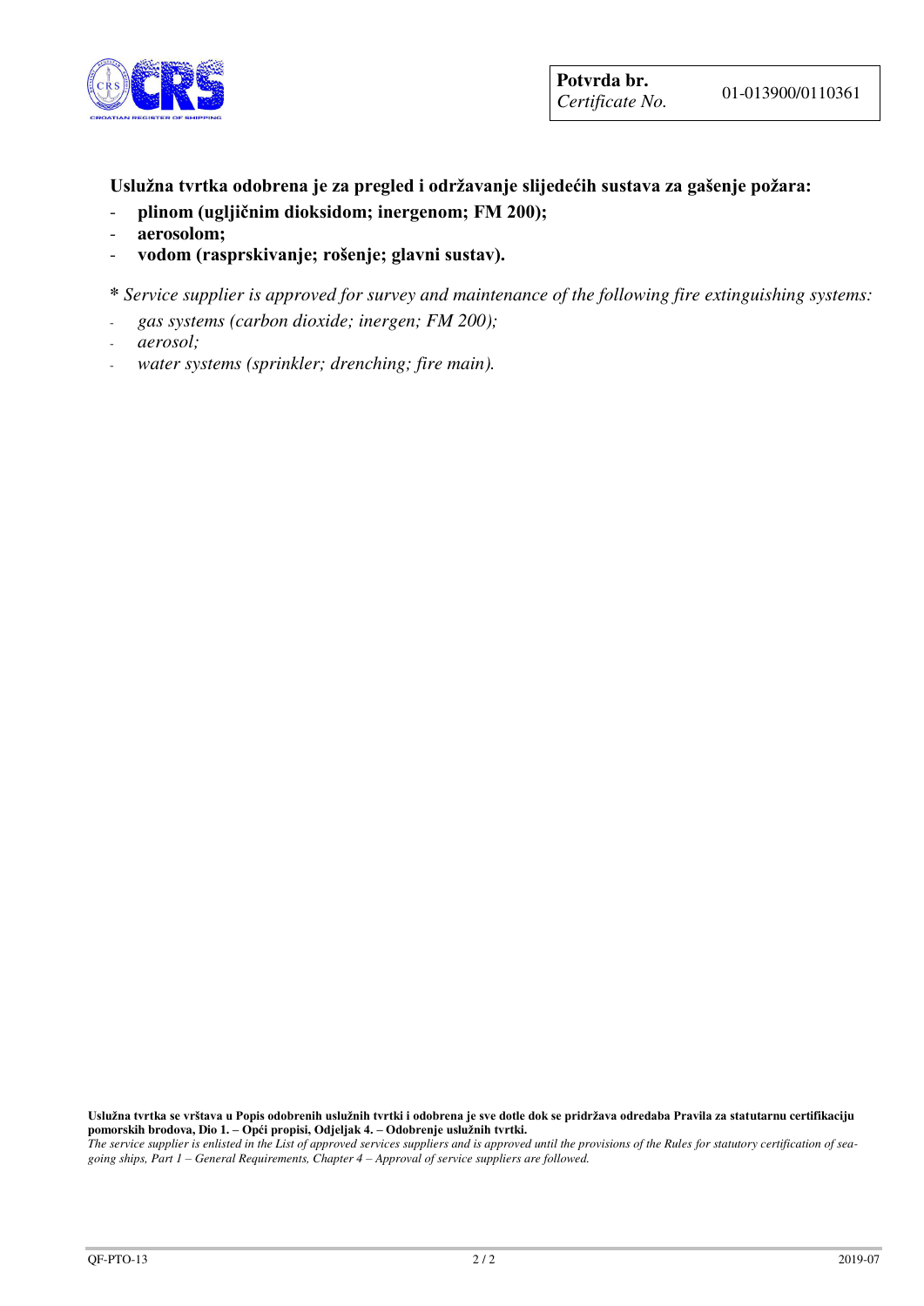| Potvrda br. *Certificate No.* | 01-013900/0110361 |
|---|---|

**Uslužna tvrtka odobrena je za pregled i održavanje slijedećih sustava za gašenje požara:**

- **plinom (ugljičnim dioksidom; inergenom; FM 200);**
- **aerosolom;**
- **vodom (rasprskivanje; rošenje; glavni sustav).**

**\*** *Service supplier is approved for survey and maintenance of the following fire extinguishing systems:*

- *gas systems (carbon dioxide; inergen; FM 200);*
- *aerosol;*
- *water systems (sprinkler; drenching; fire main).*

**Uslužna tvrtka se vrštava u Popis odobrenih uslužnih tvrtki i odobrena je sve dotle dok se pridržava odredaba Pravila za statutarnu certifikaciju pomorskih brodova, Dio 1. – Opći propisi, Odjeljak 4. – Odobrenje uslužnih tvrtki.**

*The service supplier is enlisted in the List of approved services suppliers and is approved until the provisions of the Rules for statutory certification of sea-going ships, Part 1 – General Requirements, Chapter 4 – Approval of service suppliers are followed.*